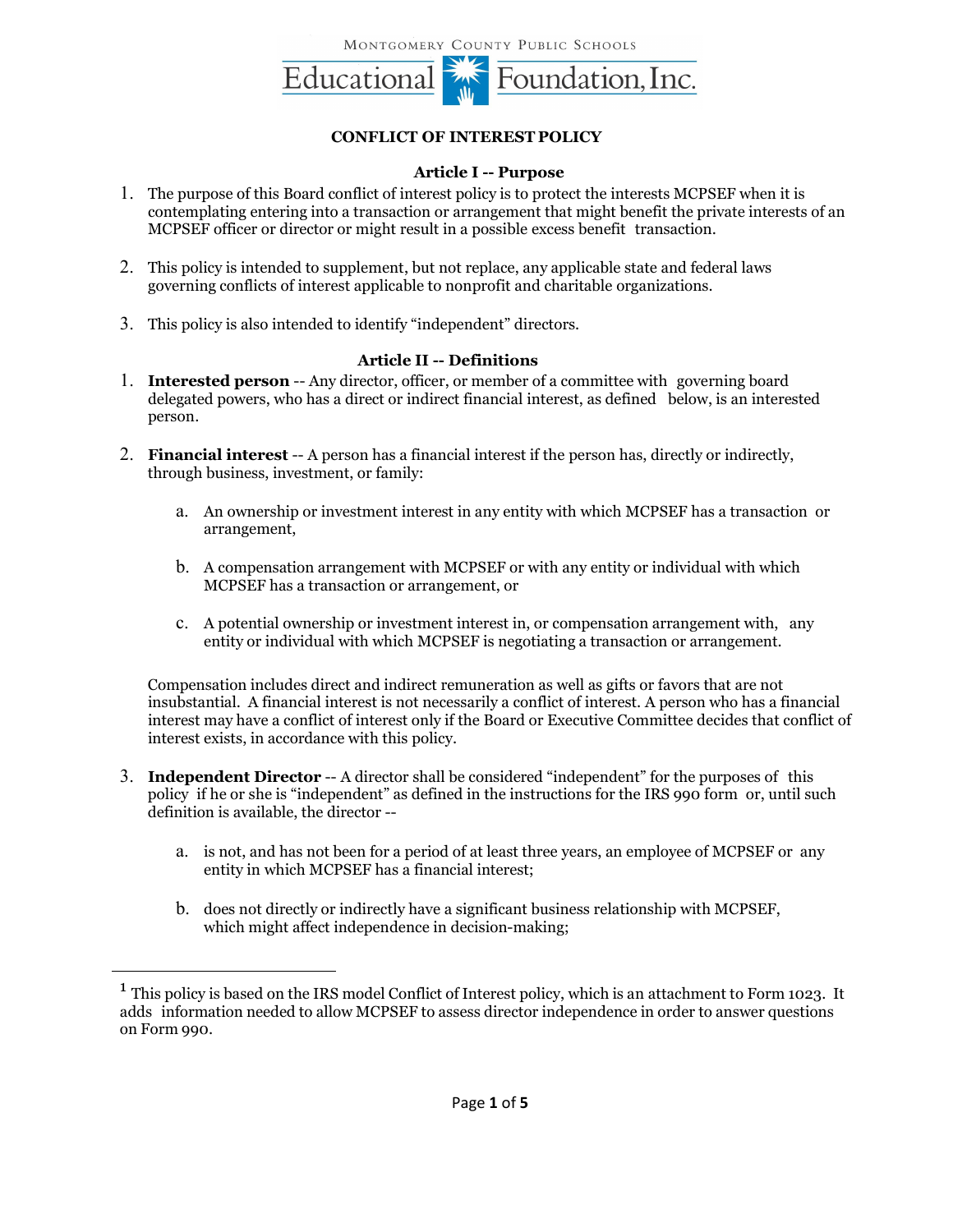MONTGOMERY COUNTY PUBLIC SCHOOLS

Educational Foundation, Inc.

# CONFLICT OF INTEREST POLICY

## Article I -- Purpose

1. The purpose of this Board conflict of interest policy is to protect the interests MCPSEF when it is contemplating entering into a transaction or arrangement that might benefit the private interests of an MCPSEF officer or director or might result in a possible excess benefit transaction.

2. This policy is intended to supplement, but not replace, any applicable state and federal laws governing conflicts of interest applicable to nonprofit and charitable organizations.

3. This policy is also intended to identify "independent" directors.

## Article II -- Definitions

1. **Interested person** -- Any director, officer, or member of a committee with governing board delegated powers, who has a direct or indirect financial interest, as defined below, is an interested person.

2. **Financial interest** -- A person has a financial interest if the person has, directly or indirectly, through business, investment, or family:

   a. An ownership or investment interest in any entity with which MCPSEF has a transaction or arrangement,

   b. A compensation arrangement with MCPSEF or with any entity or individual with which MCPSEF has a transaction or arrangement, or

   c. A potential ownership or investment interest in, or compensation arrangement with, any entity or individual with which MCPSEF is negotiating a transaction or arrangement.

   Compensation includes direct and indirect remuneration as well as gifts or favors that are not insubstantial. A financial interest is not necessarily a conflict of interest. A person who has a financial interest may have a conflict of interest only if the Board or Executive Committee decides that conflict of interest exists, in accordance with this policy.

3. **Independent Director** -- A director shall be considered "independent" for the purposes of this policy if he or she is "independent" as defined in the instructions for the IRS 990 form or, until such definition is available, the director --

   a. is not, and has not been for a period of at least three years, an employee of MCPSEF or any entity in which MCPSEF has a financial interest;

   b. does not directly or indirectly have a significant business relationship with MCPSEF, which might affect independence in decision-making;

---

[1] This policy is based on the IRS model Conflict of Interest policy, which is an attachment to Form 1023. It adds information needed to allow MCPSEF to assess director independence in order to answer questions on Form 990.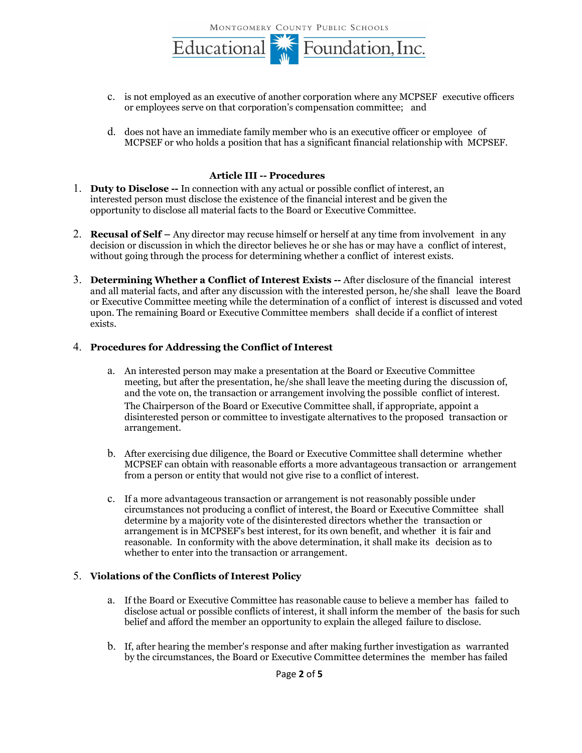c. is not employed as an executive of another corporation where any MCPSEF executive officers or employees serve on that corporation's compensation committee; and

d. does not have an immediate family member who is an executive officer or employee of MCPSEF or who holds a position that has a significant financial relationship with MCPSEF.

## Article III -- Procedures

1. **Duty to Disclose --** In connection with any actual or possible conflict of interest, an interested person must disclose the existence of the financial interest and be given the opportunity to disclose all material facts to the Board or Executive Committee.

2. **Recusal of Self –** Any director may recuse himself or herself at any time from involvement in any decision or discussion in which the director believes he or she has or may have a conflict of interest, without going through the process for determining whether a conflict of interest exists.

3. **Determining Whether a Conflict of Interest Exists --** After disclosure of the financial interest and all material facts, and after any discussion with the interested person, he/she shall leave the Board or Executive Committee meeting while the determination of a conflict of interest is discussed and voted upon. The remaining Board or Executive Committee members shall decide if a conflict of interest exists.

4. **Procedures for Addressing the Conflict of Interest**

   a. An interested person may make a presentation at the Board or Executive Committee meeting, but after the presentation, he/she shall leave the meeting during the discussion of, and the vote on, the transaction or arrangement involving the possible conflict of interest. The Chairperson of the Board or Executive Committee shall, if appropriate, appoint a disinterested person or committee to investigate alternatives to the proposed transaction or arrangement.

   b. After exercising due diligence, the Board or Executive Committee shall determine whether MCPSEF can obtain with reasonable efforts a more advantageous transaction or arrangement from a person or entity that would not give rise to a conflict of interest.

   c. If a more advantageous transaction or arrangement is not reasonably possible under circumstances not producing a conflict of interest, the Board or Executive Committee shall determine by a majority vote of the disinterested directors whether the transaction or arrangement is in MCPSEF's best interest, for its own benefit, and whether it is fair and reasonable. In conformity with the above determination, it shall make its decision as to whether to enter into the transaction or arrangement.

5. **Violations of the Conflicts of Interest Policy**

   a. If the Board or Executive Committee has reasonable cause to believe a member has failed to disclose actual or possible conflicts of interest, it shall inform the member of the basis for such belief and afford the member an opportunity to explain the alleged failure to disclose.

   b. If, after hearing the member's response and after making further investigation as warranted by the circumstances, the Board or Executive Committee determines the member has failed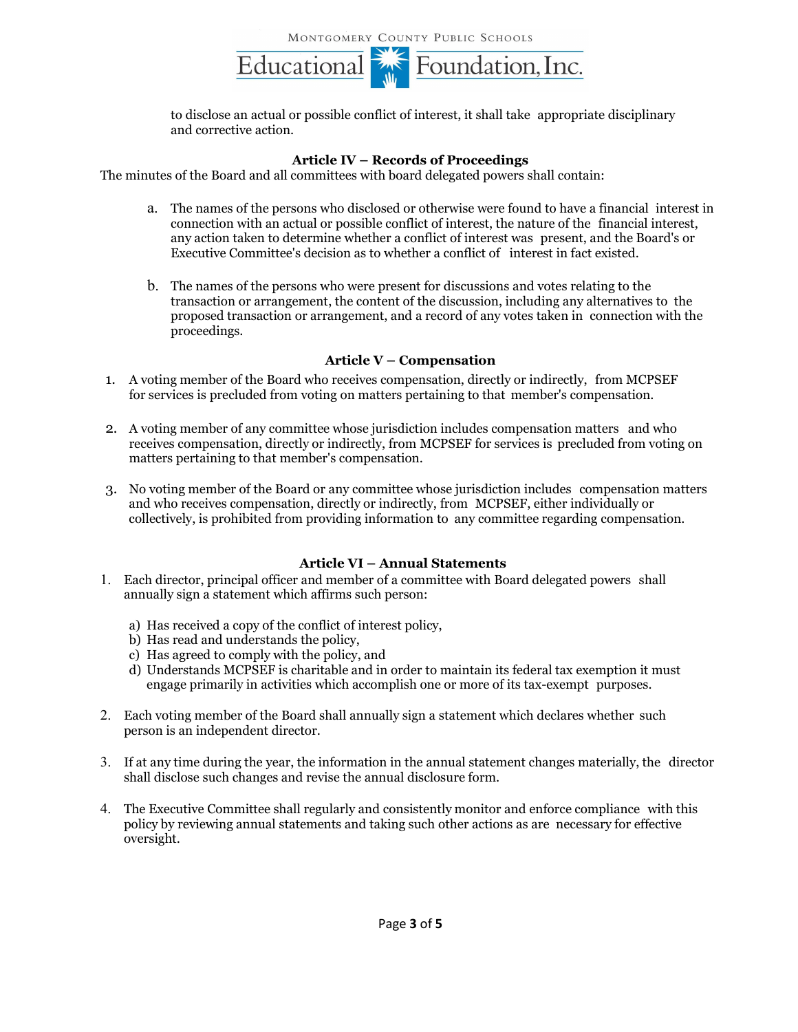to disclose an actual or possible conflict of interest, it shall take appropriate disciplinary and corrective action.

### Article IV – Records of Proceedings

The minutes of the Board and all committees with board delegated powers shall contain:

a. The names of the persons who disclosed or otherwise were found to have a financial interest in connection with an actual or possible conflict of interest, the nature of the financial interest, any action taken to determine whether a conflict of interest was present, and the Board's or Executive Committee's decision as to whether a conflict of interest in fact existed.

b. The names of the persons who were present for discussions and votes relating to the transaction or arrangement, the content of the discussion, including any alternatives to the proposed transaction or arrangement, and a record of any votes taken in connection with the proceedings.

### Article V – Compensation

1. A voting member of the Board who receives compensation, directly or indirectly, from MCPSEF for services is precluded from voting on matters pertaining to that member's compensation.

2. A voting member of any committee whose jurisdiction includes compensation matters and who receives compensation, directly or indirectly, from MCPSEF for services is precluded from voting on matters pertaining to that member's compensation.

3. No voting member of the Board or any committee whose jurisdiction includes compensation matters and who receives compensation, directly or indirectly, from MCPSEF, either individually or collectively, is prohibited from providing information to any committee regarding compensation.

### Article VI – Annual Statements

1. Each director, principal officer and member of a committee with Board delegated powers shall annually sign a statement which affirms such person:

   a) Has received a copy of the conflict of interest policy,
   b) Has read and understands the policy,
   c) Has agreed to comply with the policy, and
   d) Understands MCPSEF is charitable and in order to maintain its federal tax exemption it must engage primarily in activities which accomplish one or more of its tax-exempt purposes.

2. Each voting member of the Board shall annually sign a statement which declares whether such person is an independent director.

3. If at any time during the year, the information in the annual statement changes materially, the director shall disclose such changes and revise the annual disclosure form.

4. The Executive Committee shall regularly and consistently monitor and enforce compliance with this policy by reviewing annual statements and taking such other actions as are necessary for effective oversight.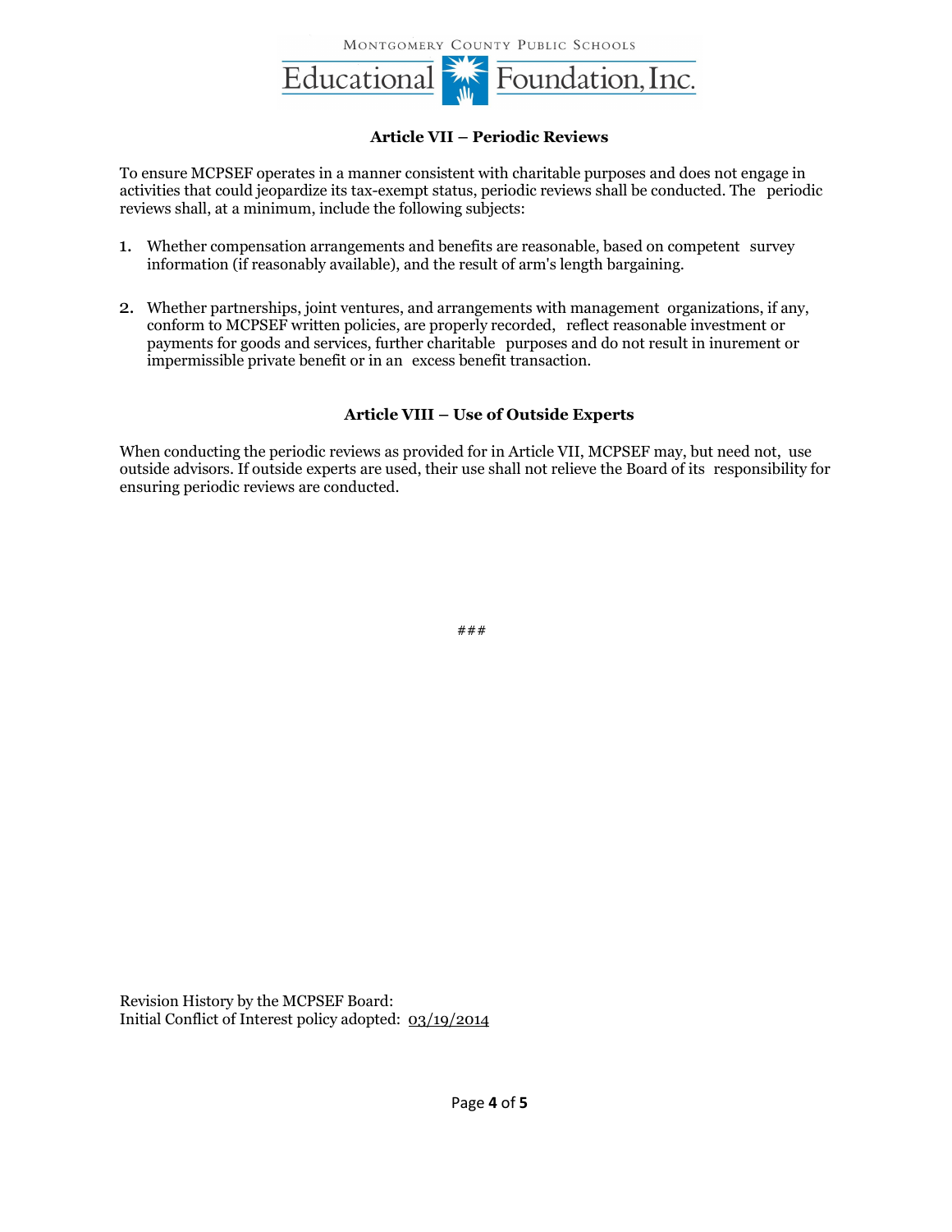### Article VII – Periodic Reviews

To ensure MCPSEF operates in a manner consistent with charitable purposes and does not engage in activities that could jeopardize its tax-exempt status, periodic reviews shall be conducted. The periodic reviews shall, at a minimum, include the following subjects:

1. Whether compensation arrangements and benefits are reasonable, based on competent survey information (if reasonably available), and the result of arm's length bargaining.

2. Whether partnerships, joint ventures, and arrangements with management organizations, if any, conform to MCPSEF written policies, are properly recorded, reflect reasonable investment or payments for goods and services, further charitable purposes and do not result in inurement or impermissible private benefit or in an excess benefit transaction.

### Article VIII – Use of Outside Experts

When conducting the periodic reviews as provided for in Article VII, MCPSEF may, but need not, use outside advisors. If outside experts are used, their use shall not relieve the Board of its responsibility for ensuring periodic reviews are conducted.

###

Revision History by the MCPSEF Board:
Initial Conflict of Interest policy adopted: 03/19/2014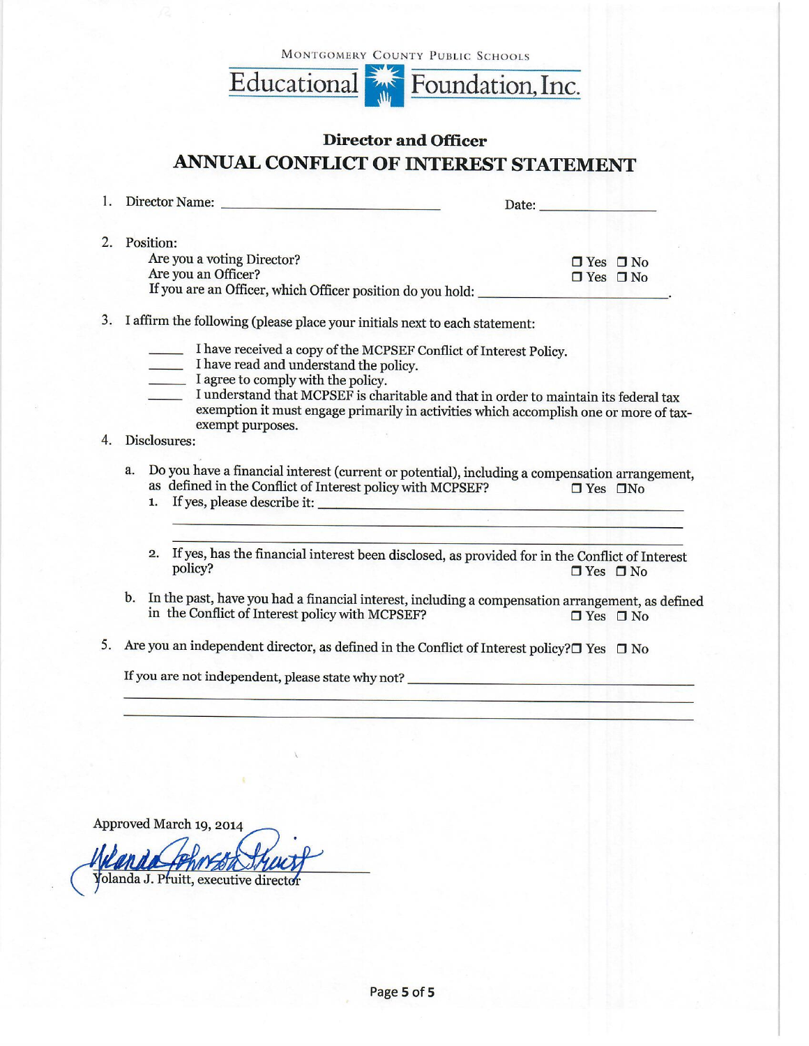MONTGOMERY COUNTY PUBLIC SCHOOLS

# Educational Foundation, Inc.

## Director and Officer

## ANNUAL CONFLICT OF INTEREST STATEMENT

1. Director Name: ______________________________ Date: ________________

2. Position:
   Are you a voting Director? ☐ Yes ☐ No
   Are you an Officer? ☐ Yes ☐ No
   If you are an Officer, which Officer position do you hold: ____________________________.

3. I affirm the following (please place your initials next to each statement:

   _____ I have received a copy of the MCPSEF Conflict of Interest Policy.
   _____ I have read and understand the policy.
   _____ I agree to comply with the policy.
   _____ I understand that MCPSEF is charitable and that in order to maintain its federal tax exemption it must engage primarily in activities which accomplish one or more of tax-exempt purposes.

4. Disclosures:

   a. Do you have a financial interest (current or potential), including a compensation arrangement, as defined in the Conflict of Interest policy with MCPSEF? ☐ Yes ☐No
      1. If yes, please describe it: ________________________________________________
      ________________________________________________________________________
      ________________________________________________________________________
      2. If yes, has the financial interest been disclosed, as provided for in the Conflict of Interest policy? ☐ Yes ☐ No

   b. In the past, have you had a financial interest, including a compensation arrangement, as defined in the Conflict of Interest policy with MCPSEF? ☐ Yes ☐ No

5. Are you an independent director, as defined in the Conflict of Interest policy? ☐ Yes ☐ No

   If you are not independent, please state why not? ______________________________________
   ________________________________________________________________________
   ________________________________________________________________________

Approved March 19, 2014

Yolanda J. Pruitt, executive director